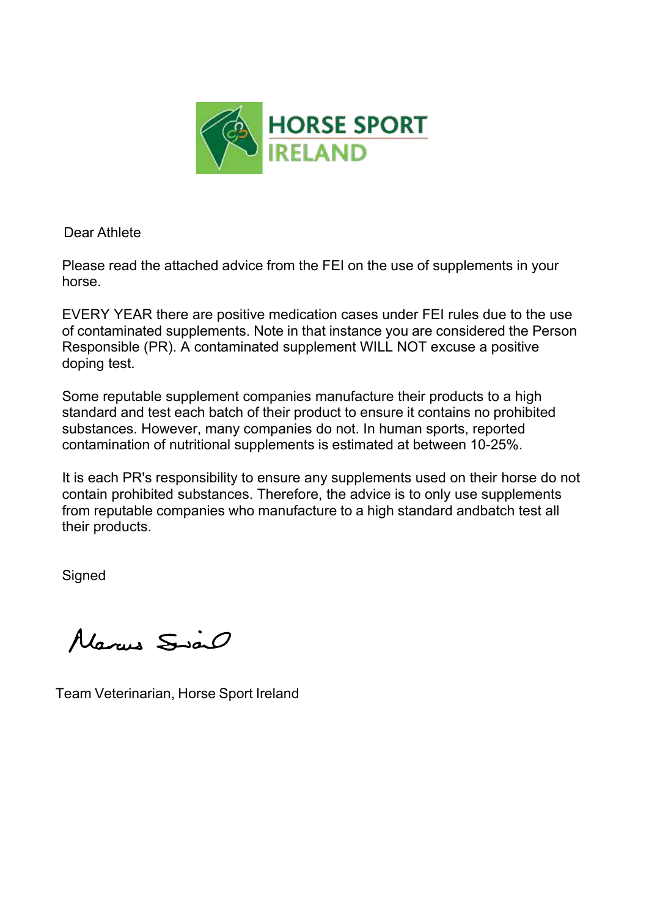HORSE SPORT IRELAND

Dear Athlete

Please read the attached advice from the FEI on the use of supplements in your horse.

EVERY YEAR there are positive medication cases under FEI rules due to the use of contaminated supplements. Note in that instance you are considered the Person Responsible (PR). A contaminated supplement WILL NOT excuse a positive doping test.

Some reputable supplement companies manufacture their products to a high standard and test each batch of their product to ensure it contains no prohibited substances. However, many companies do not. In human sports, reported contamination of nutritional supplements is estimated at between 10-25%.

It is each PR's responsibility to ensure any supplements used on their horse do not contain prohibited substances. Therefore, the advice is to only use supplements from reputable companies who manufacture to a high standard andbatch test all their products.

Signed

Marcus Swail

Team Veterinarian, Horse Sport Ireland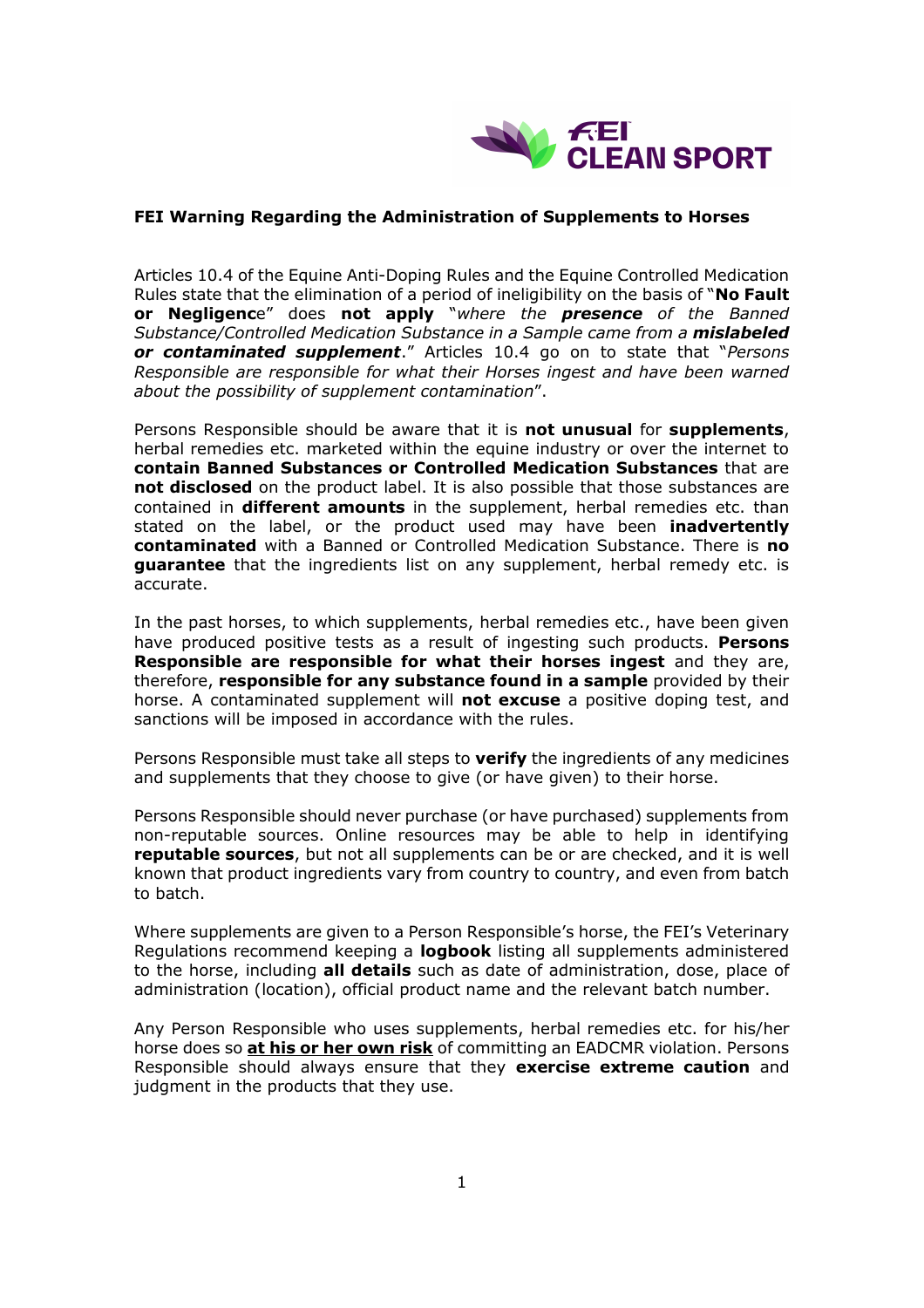**FEI Warning Regarding the Administration of Supplements to Horses**

Articles 10.4 of the Equine Anti-Doping Rules and the Equine Controlled Medication Rules state that the elimination of a period of ineligibility on the basis of "**No Fault or Negligenc**e" does **not apply** "*where the **presence** of the Banned Substance/Controlled Medication Substance in a Sample came from a **mislabeled or contaminated supplement**.*" Articles 10.4 go on to state that "*Persons Responsible are responsible for what their Horses ingest and have been warned about the possibility of supplement contamination*".

Persons Responsible should be aware that it is **not unusual** for **supplements**, herbal remedies etc. marketed within the equine industry or over the internet to **contain Banned Substances or Controlled Medication Substances** that are **not disclosed** on the product label. It is also possible that those substances are contained in **different amounts** in the supplement, herbal remedies etc. than stated on the label, or the product used may have been **inadvertently contaminated** with a Banned or Controlled Medication Substance. There is **no guarantee** that the ingredients list on any supplement, herbal remedy etc. is accurate.

In the past horses, to which supplements, herbal remedies etc., have been given have produced positive tests as a result of ingesting such products. **Persons Responsible are responsible for what their horses ingest** and they are, therefore, **responsible for any substance found in a sample** provided by their horse. A contaminated supplement will **not excuse** a positive doping test, and sanctions will be imposed in accordance with the rules.

Persons Responsible must take all steps to **verify** the ingredients of any medicines and supplements that they choose to give (or have given) to their horse.

Persons Responsible should never purchase (or have purchased) supplements from non-reputable sources. Online resources may be able to help in identifying **reputable sources**, but not all supplements can be or are checked, and it is well known that product ingredients vary from country to country, and even from batch to batch.

Where supplements are given to a Person Responsible's horse, the FEI's Veterinary Regulations recommend keeping a **logbook** listing all supplements administered to the horse, including **all details** such as date of administration, dose, place of administration (location), official product name and the relevant batch number.

Any Person Responsible who uses supplements, herbal remedies etc. for his/her horse does so **<u>at his or her own risk</u>** of committing an EADCMR violation. Persons Responsible should always ensure that they **exercise extreme caution** and judgment in the products that they use.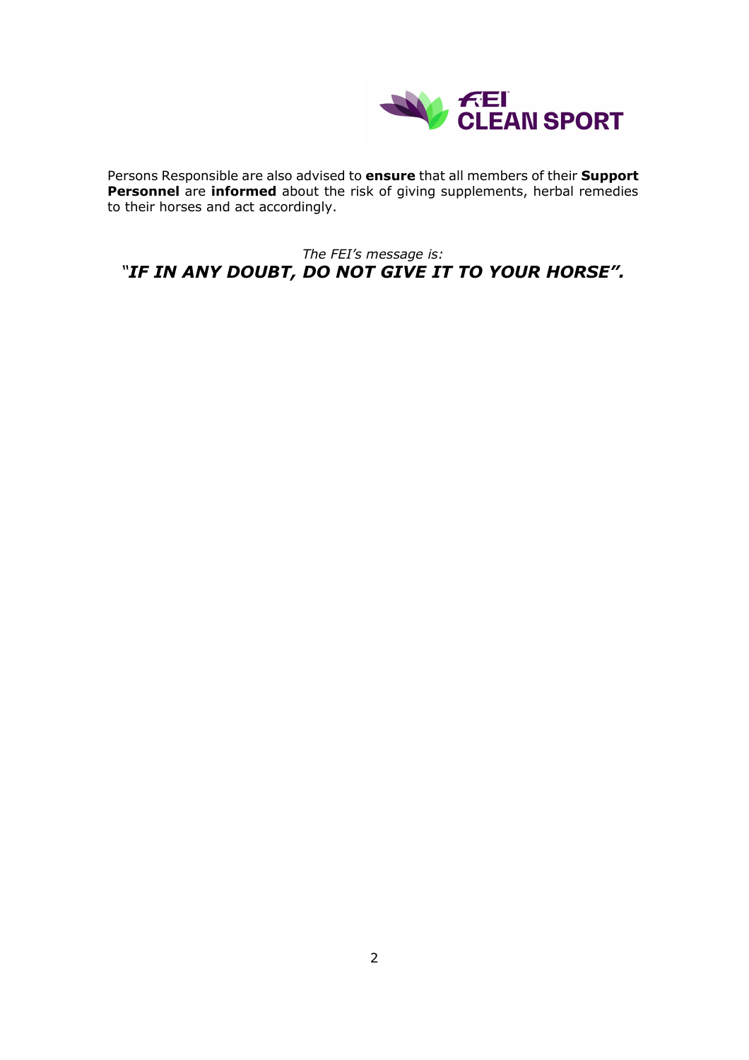Persons Responsible are also advised to **ensure** that all members of their **Support Personnel** are **informed** about the risk of giving supplements, herbal remedies to their horses and act accordingly.

*The FEI's message is:*

***"IF IN ANY DOUBT, DO NOT GIVE IT TO YOUR HORSE".***